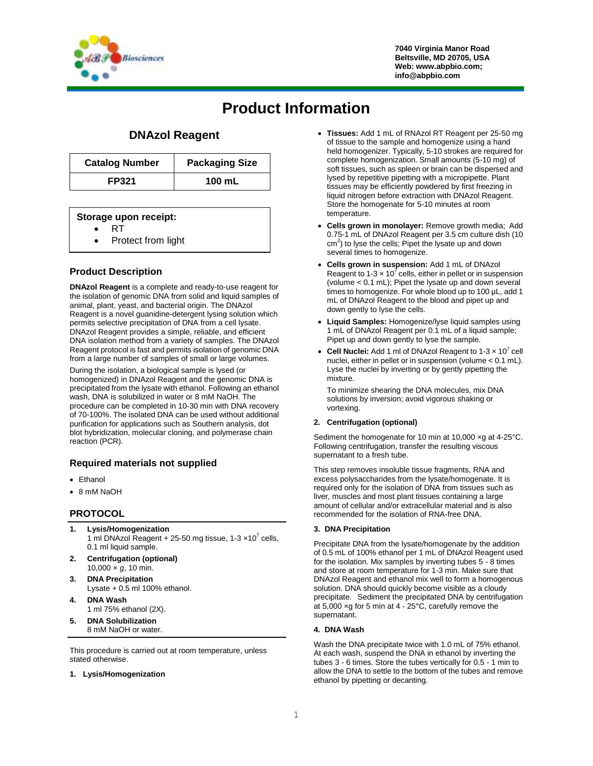7040 Virginia Manor Road
Beltsville, MD 20705, USA
Web: www.abpbio.com;
info@abpbio.com

# Product Information

## DNAzol Reagent

| Catalog Number | Packaging Size |
| --- | --- |
| FP321 | 100 mL |

**Storage upon receipt:**
- RT
- Protect from light

### Product Description

**DNAzol Reagent** is a complete and ready-to-use reagent for the isolation of genomic DNA from solid and liquid samples of animal, plant, yeast, and bacterial origin. The DNAzol Reagent is a novel guanidine-detergent lysing solution which permits selective precipitation of DNA from a cell lysate. DNAzol Reagent provides a simple, reliable, and efficient DNA isolation method from a variety of samples. The DNAzol Reagent protocol is fast and permits isolation of genomic DNA from a large number of samples of small or large volumes.

During the isolation, a biological sample is lysed (or homogenized) in DNAzol Reagent and the genomic DNA is precipitated from the lysate with ethanol. Following an ethanol wash, DNA is solubilized in water or 8 mM NaOH. The procedure can be completed in 10-30 min with DNA recovery of 70-100%. The isolated DNA can be used without additional purification for applications such as Southern analysis, dot blot hybridization, molecular cloning, and polymerase chain reaction (PCR).

### Required materials not supplied

- Ethanol
- 8 mM NaOH

### PROTOCOL

1. **Lysis/Homogenization**
   1 ml DNAzol Reagent + 25-50 mg tissue, 1-3 $\times 10^7$ cells, 0.1 ml liquid sample.
2. **Centrifugation (optional)**
   10,000 × *g*, 10 min.
3. **DNA Precipitation**
   Lysate + 0.5 ml 100% ethanol.
4. **DNA Wash**
   1 ml 75% ethanol (2X).
5. **DNA Solubilization**
   8 mM NaOH or water.

This procedure is carried out at room temperature, unless stated otherwise.

**1. Lysis/Homogenization**

- **Tissues:** Add 1 mL of RNAzol RT Reagent per 25-50 mg of tissue to the sample and homogenize using a hand held homogenizer. Typically, 5-10 strokes are required for complete homogenization. Small amounts (5-10 mg) of soft tissues, such as spleen or brain can be dispersed and lysed by repetitive pipetting with a micropipette. Plant tissues may be efficiently powdered by first freezing in liquid nitrogen before extraction with DNAzol Reagent. Store the homogenate for 5-10 minutes at room temperature.
- **Cells grown in monolayer:** Remove growth media; Add 0.75-1 mL of DNAzol Reagent per 3.5 cm culture dish (10 $cm^2$) to lyse the cells; Pipet the lysate up and down several times to homogenize.
- **Cells grown in suspension:** Add 1 mL of DNAzol Reagent to 1-3 × $10^7$ cells, either in pellet or in suspension (volume < 0.1 mL); Pipet the lysate up and down several times to homogenize. For whole blood up to 100 µL, add 1 mL of DNAzol Reagent to the blood and pipet up and down gently to lyse the cells.
- **Liquid Samples:** Homogenize/lyse liquid samples using 1 mL of DNAzol Reagent per 0.1 mL of a liquid sample; Pipet up and down gently to lyse the sample.
- **Cell Nuclei:** Add 1 ml of DNAzol Reagent to 1-3 × $10^7$ cell nuclei, either in pellet or in suspension (volume < 0.1 mL). Lyse the nuclei by inverting or by gently pipetting the mixture.

  To minimize shearing the DNA molecules, mix DNA solutions by inversion; avoid vigorous shaking or vortexing.

**2. Centrifugation (optional)**

Sediment the homogenate for 10 min at 10,000 ×g at 4-25°C. Following centrifugation, transfer the resulting viscous supernatant to a fresh tube.

This step removes insoluble tissue fragments, RNA and excess polysaccharides from the lysate/homogenate. It is required only for the isolation of DNA from tissues such as liver, muscles and most plant tissues containing a large amount of cellular and/or extracellular material and is also recommended for the isolation of RNA-free DNA.

**3. DNA Precipitation**

Precipitate DNA from the lysate/homogenate by the addition of 0.5 mL of 100% ethanol per 1 mL of DNAzol Reagent used for the isolation. Mix samples by inverting tubes 5 - 8 times and store at room temperature for 1-3 min. Make sure that DNAzol Reagent and ethanol mix well to form a homogenous solution. DNA should quickly become visible as a cloudy precipitate. Sediment the precipitated DNA by centrifugation at 5,000 ×g for 5 min at 4 - 25°C, carefully remove the supernatant.

**4. DNA Wash**

Wash the DNA precipitate twice with 1.0 mL of 75% ethanol. At each wash, suspend the DNA in ethanol by inverting the tubes 3 - 6 times. Store the tubes vertically for 0.5 - 1 min to allow the DNA to settle to the bottom of the tubes and remove ethanol by pipetting or decanting.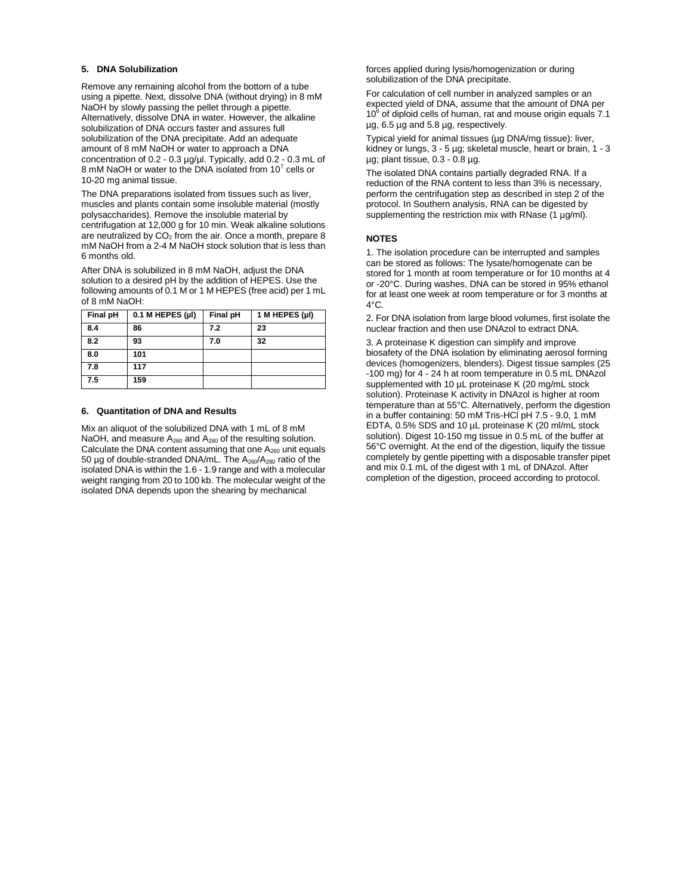## 5. DNA Solubilization

Remove any remaining alcohol from the bottom of a tube using a pipette. Next, dissolve DNA (without drying) in 8 mM NaOH by slowly passing the pellet through a pipette. Alternatively, dissolve DNA in water. However, the alkaline solubilization of DNA occurs faster and assures full solubilization of the DNA precipitate. Add an adequate amount of 8 mM NaOH or water to approach a DNA concentration of 0.2 - 0.3 µg/µl. Typically, add 0.2 - 0.3 mL of 8 mM NaOH or water to the DNA isolated from $10^7$ cells or 10-20 mg animal tissue.

The DNA preparations isolated from tissues such as liver, muscles and plants contain some insoluble material (mostly polysaccharides). Remove the insoluble material by centrifugation at 12,000 g for 10 min. Weak alkaline solutions are neutralized by $CO_2$ from the air. Once a month, prepare 8 mM NaOH from a 2-4 M NaOH stock solution that is less than 6 months old.

After DNA is solubilized in 8 mM NaOH, adjust the DNA solution to a desired pH by the addition of HEPES. Use the following amounts of 0.1 M or 1 M HEPES (free acid) per 1 mL of 8 mM NaOH:

| Final pH | 0.1 M HEPES (µl) | Final pH | 1 M HEPES (µl) |
|---|---|---|---|
| 8.4 | 86 | 7.2 | 23 |
| 8.2 | 93 | 7.0 | 32 |
| 8.0 | 101 | | |
| 7.8 | 117 | | |
| 7.5 | 159 | | |

## 6. Quantitation of DNA and Results

Mix an aliquot of the solubilized DNA with 1 mL of 8 mM NaOH, and measure $A_{260}$ and $A_{280}$ of the resulting solution. Calculate the DNA content assuming that one $A_{260}$ unit equals 50 µg of double-stranded DNA/mL. The $A_{260}/A_{280}$ ratio of the isolated DNA is within the 1.6 - 1.9 range and with a molecular weight ranging from 20 to 100 kb. The molecular weight of the isolated DNA depends upon the shearing by mechanical forces applied during lysis/homogenization or during solubilization of the DNA precipitate.

For calculation of cell number in analyzed samples or an expected yield of DNA, assume that the amount of DNA per $10^6$ of diploid cells of human, rat and mouse origin equals 7.1 µg, 6.5 µg and 5.8 µg, respectively.

Typical yield for animal tissues (µg DNA/mg tissue): liver, kidney or lungs, 3 - 5 µg; skeletal muscle, heart or brain, 1 - 3 µg; plant tissue, 0.3 - 0.8 µg.

The isolated DNA contains partially degraded RNA. If a reduction of the RNA content to less than 3% is necessary, perform the centrifugation step as described in step 2 of the protocol. In Southern analysis, RNA can be digested by supplementing the restriction mix with RNase (1 µg/ml).

## NOTES

1. The isolation procedure can be interrupted and samples can be stored as follows: The lysate/homogenate can be stored for 1 month at room temperature or for 10 months at 4 or -20°C. During washes, DNA can be stored in 95% ethanol for at least one week at room temperature or for 3 months at 4°C.

2. For DNA isolation from large blood volumes, first isolate the nuclear fraction and then use DNAzol to extract DNA.

3. A proteinase K digestion can simplify and improve biosafety of the DNA isolation by eliminating aerosol forming devices (homogenizers, blenders). Digest tissue samples (25 -100 mg) for 4 - 24 h at room temperature in 0.5 mL DNAzol supplemented with 10 µL proteinase K (20 mg/mL stock solution). Proteinase K activity in DNAzol is higher at room temperature than at 55°C. Alternatively, perform the digestion in a buffer containing: 50 mM Tris-HCl pH 7.5 - 9.0, 1 mM EDTA, 0.5% SDS and 10 µL proteinase K (20 ml/mL stock solution). Digest 10-150 mg tissue in 0.5 mL of the buffer at 56°C overnight. At the end of the digestion, liquify the tissue completely by gentle pipetting with a disposable transfer pipet and mix 0.1 mL of the digest with 1 mL of DNAzol. After completion of the digestion, proceed according to protocol.